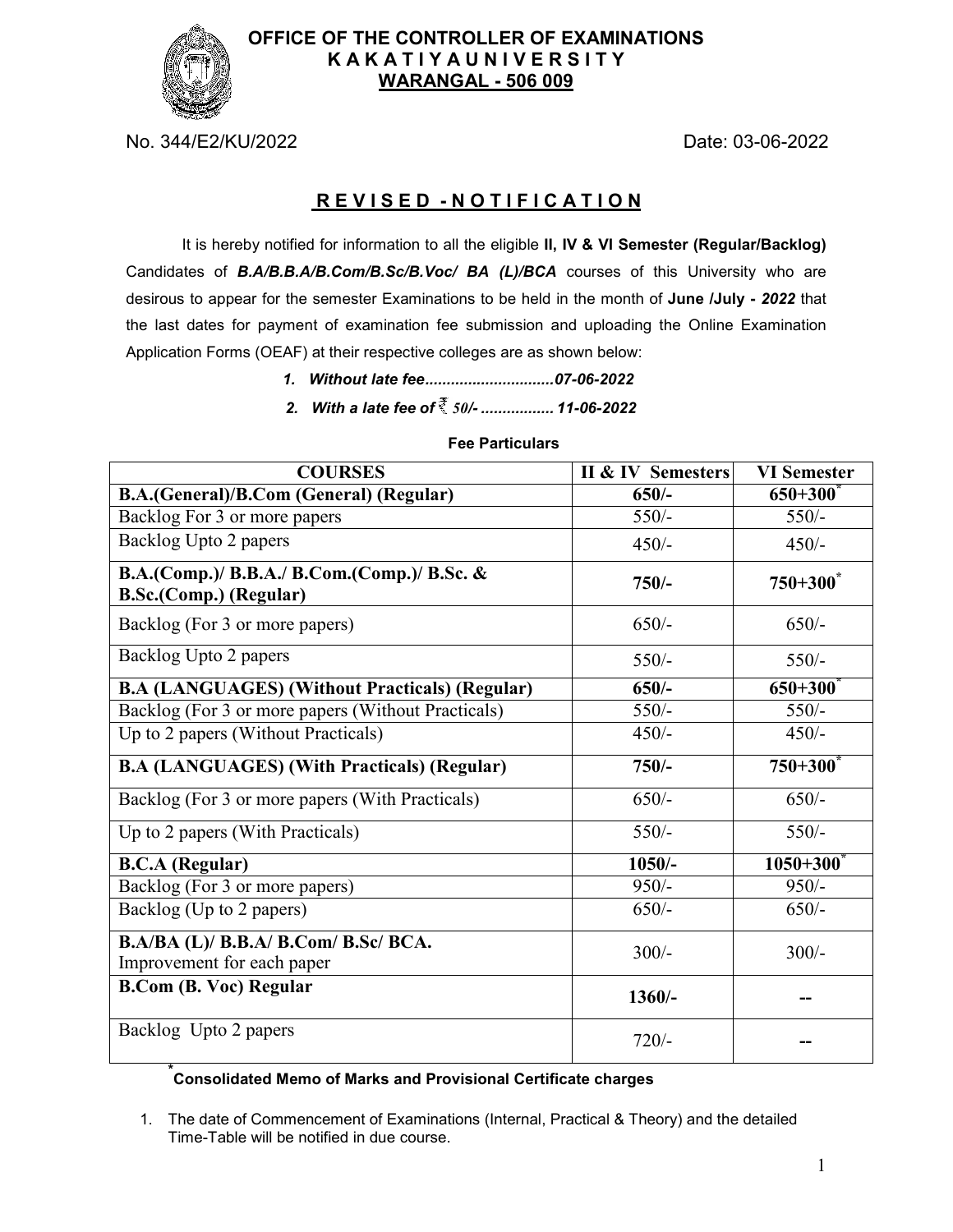# OFFICE OF THE CONTROLLER OF EXAMINATIONS
## K A K A T I Y A U N I V E R S I T Y
## WARANGAL - 506 009

No. 344/E2/KU/2022 Date: 03-06-2022

## R E V I S E D - N O T I F I C A T I O N

It is hereby notified for information to all the eligible **II, IV & VI Semester (Regular/Backlog)** Candidates of ***B.A/B.B.A/B.Com/B.Sc/B.Voc/ BA (L)/BCA*** courses of this University who are desirous to appear for the semester Examinations to be held in the month of **June /July - *2022*** that the last dates for payment of examination fee submission and uploading the Online Examination Application Forms (OEAF) at their respective colleges are as shown below:

1. ***Without late fee.............................07-06-2022***
2. ***With a late fee of ₹ 50/- ................. 11-06-2022***

**Fee Particulars**

| COURSES | II & IV Semesters | VI Semester |
|---|---|---|
| **B.A.(General)/B.Com (General) (Regular)** | **650/-** | **650+300*** |
| Backlog For 3 or more papers | 550/- | 550/- |
| Backlog Upto 2 papers | 450/- | 450/- |
| **B.A.(Comp.)/ B.B.A./ B.Com.(Comp.)/ B.Sc. & B.Sc.(Comp.) (Regular)** | **750/-** | **750+300*** |
| Backlog (For 3 or more papers) | 650/- | 650/- |
| Backlog Upto 2 papers | 550/- | 550/- |
| **B.A (LANGUAGES) (Without Practicals) (Regular)** | **650/-** | **650+300*** |
| Backlog (For 3 or more papers (Without Practicals) | 550/- | 550/- |
| Up to 2 papers (Without Practicals) | 450/- | 450/- |
| **B.A (LANGUAGES) (With Practicals) (Regular)** | **750/-** | **750+300*** |
| Backlog (For 3 or more papers (With Practicals) | 650/- | 650/- |
| Up to 2 papers (With Practicals) | 550/- | 550/- |
| **B.C.A (Regular)** | **1050/-** | **1050+300*** |
| Backlog (For 3 or more papers) | 950/- | 950/- |
| Backlog (Up to 2 papers) | 650/- | 650/- |
| **B.A/BA (L)/ B.B.A/ B.Com/ B.Sc/ BCA.** Improvement for each paper | 300/- | 300/- |
| **B.Com (B. Voc) Regular** | **1360/-** | -- |
| Backlog Upto 2 papers | 720/- | -- |

***Consolidated Memo of Marks and Provisional Certificate charges**

1. The date of Commencement of Examinations (Internal, Practical & Theory) and the detailed Time-Table will be notified in due course.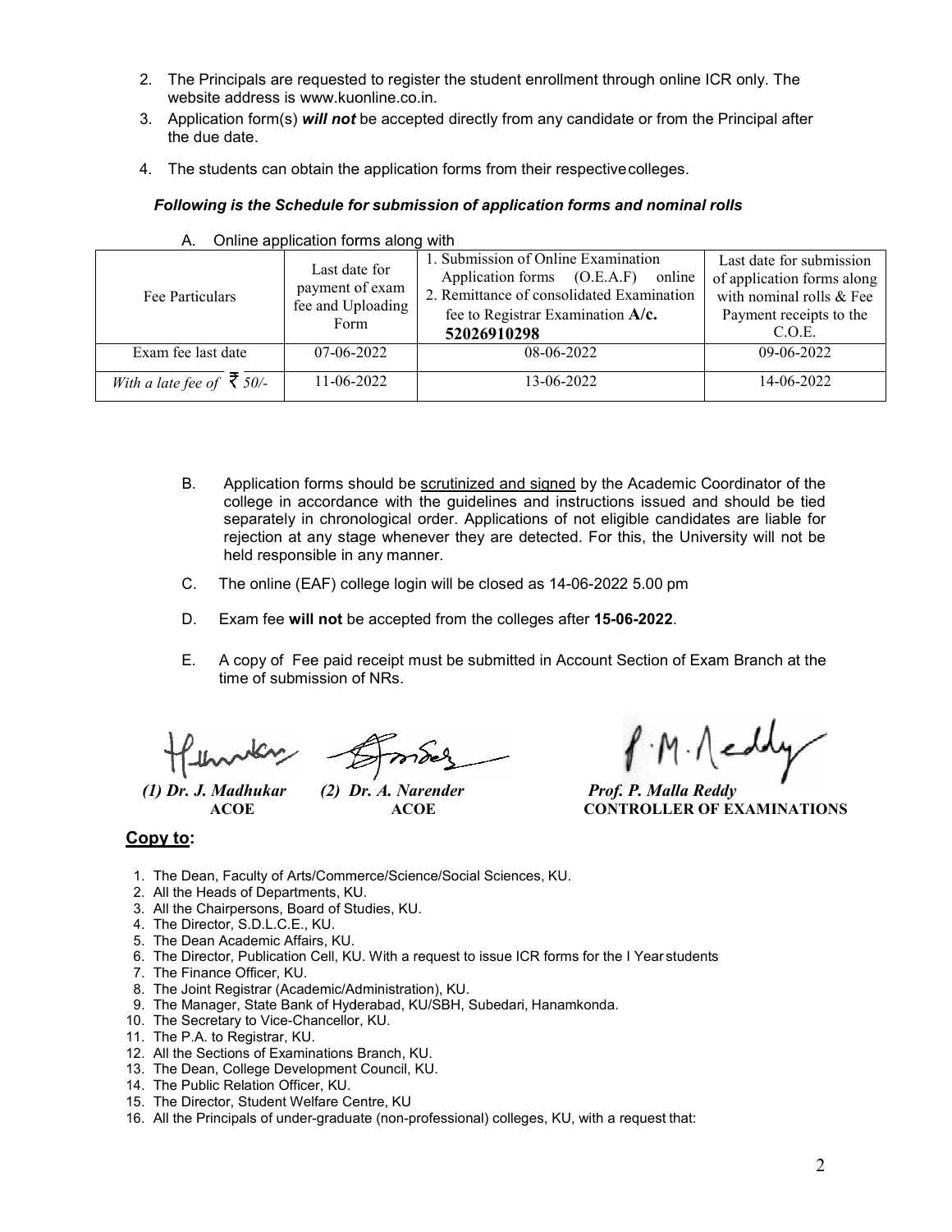2. The Principals are requested to register the student enrollment through online ICR only. The website address is www.kuonline.co.in.
3. Application form(s) ***will not*** be accepted directly from any candidate or from the Principal after the due date.
4. The students can obtain the application forms from their respective colleges.

***Following is the Schedule for submission of application forms and nominal rolls***

A. Online application forms along with

| Fee Particulars | Last date for payment of exam fee and Uploading Form | 1. Submission of Online Examination Application forms (O.E.A.F) online 2. Remittance of consolidated Examination fee to Registrar Examination **A/c. 52026910298** | Last date for submission of application forms along with nominal rolls & Fee Payment receipts to the C.O.E. |
|---|---|---|---|
| Exam fee last date | 07-06-2022 | 08-06-2022 | 09-06-2022 |
| *With a late fee of ₹ 50/-* | 11-06-2022 | 13-06-2022 | 14-06-2022 |

B. Application forms should be scrutinized and signed by the Academic Coordinator of the college in accordance with the guidelines and instructions issued and should be tied separately in chronological order. Applications of not eligible candidates are liable for rejection at any stage whenever they are detected. For this, the University will not be held responsible in any manner.

C. The online (EAF) college login will be closed as 14-06-2022 5.00 pm

D. Exam fee **will not** be accepted from the colleges after **15-06-2022**.

E. A copy of Fee paid receipt must be submitted in Account Section of Exam Branch at the time of submission of NRs.

***(1) Dr. J. Madhukar***
**ACOE**

***(2) Dr. A. Narender***
**ACOE**

***Prof. P. Malla Reddy***
**CONTROLLER OF EXAMINATIONS**

## Copy to:

1. The Dean, Faculty of Arts/Commerce/Science/Social Sciences, KU.
2. All the Heads of Departments, KU.
3. All the Chairpersons, Board of Studies, KU.
4. The Director, S.D.L.C.E., KU.
5. The Dean Academic Affairs, KU.
6. The Director, Publication Cell, KU. With a request to issue ICR forms for the I Year students
7. The Finance Officer, KU.
8. The Joint Registrar (Academic/Administration), KU.
9. The Manager, State Bank of Hyderabad, KU/SBH, Subedari, Hanamkonda.
10. The Secretary to Vice-Chancellor, KU.
11. The P.A. to Registrar, KU.
12. All the Sections of Examinations Branch, KU.
13. The Dean, College Development Council, KU.
14. The Public Relation Officer, KU.
15. The Director, Student Welfare Centre, KU
16. All the Principals of under-graduate (non-professional) colleges, KU, with a request that: